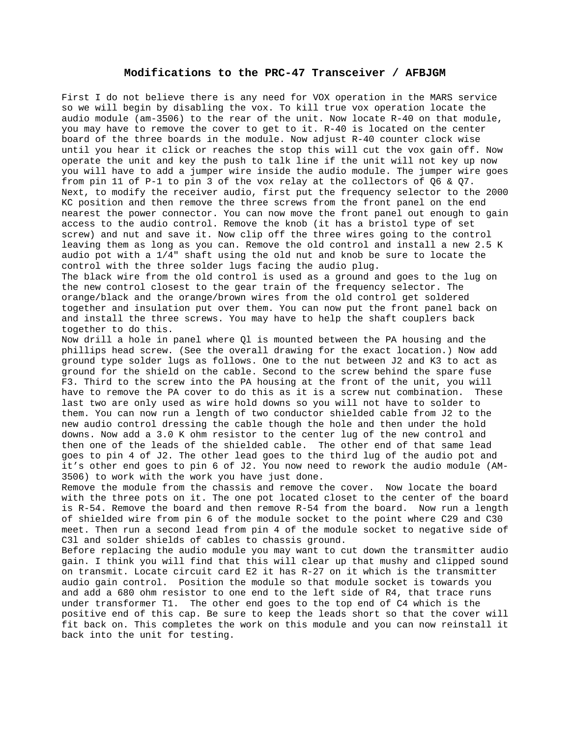# Modifications to the PRC-47 Transceiver / AFBJGM

First I do not believe there is any need for VOX operation in the MARS service so we will begin by disabling the vox. To kill true vox operation locate the audio module (am-3506) to the rear of the unit. Now locate R-40 on that module, you may have to remove the cover to get to it. R-40 is located on the center board of the three boards in the module. Now adjust R-40 counter clock wise until you hear it click or reaches the stop this will cut the vox gain off. Now operate the unit and key the push to talk line if the unit will not key up now you will have to add a jumper wire inside the audio module. The jumper wire goes from pin 11 of P-1 to pin 3 of the vox relay at the collectors of Q6 & Q7.
Next, to modify the receiver audio, first put the frequency selector to the 2000 KC position and then remove the three screws from the front panel on the end nearest the power connector. You can now move the front panel out enough to gain access to the audio control. Remove the knob (it has a bristol type of set screw) and nut and save it. Now clip off the three wires going to the control leaving them as long as you can. Remove the old control and install a new 2.5 K audio pot with a 1/4" shaft using the old nut and knob be sure to locate the control with the three solder lugs facing the audio plug.
The black wire from the old control is used as a ground and goes to the lug on the new control closest to the gear train of the frequency selector. The orange/black and the orange/brown wires from the old control get soldered together and insulation put over them. You can now put the front panel back on and install the three screws. You may have to help the shaft couplers back together to do this.
Now drill a hole in panel where Ql is mounted between the PA housing and the phillips head screw. (See the overall drawing for the exact location.) Now add ground type solder lugs as follows. One to the nut between J2 and K3 to act as ground for the shield on the cable. Second to the screw behind the spare fuse F3. Third to the screw into the PA housing at the front of the unit, you will have to remove the PA cover to do this as it is a screw nut combination. These last two are only used as wire hold downs so you will not have to solder to them. You can now run a length of two conductor shielded cable from J2 to the new audio control dressing the cable though the hole and then under the hold downs. Now add a 3.0 K ohm resistor to the center lug of the new control and then one of the leads of the shielded cable. The other end of that same lead goes to pin 4 of J2. The other lead goes to the third lug of the audio pot and it's other end goes to pin 6 of J2. You now need to rework the audio module (AM-3506) to work with the work you have just done.
Remove the module from the chassis and remove the cover. Now locate the board with the three pots on it. The one pot located closet to the center of the board is R-54. Remove the board and then remove R-54 from the board. Now run a length of shielded wire from pin 6 of the module socket to the point where C29 and C30 meet. Then run a second lead from pin 4 of the module socket to negative side of C3l and solder shields of cables to chassis ground.
Before replacing the audio module you may want to cut down the transmitter audio gain. I think you will find that this will clear up that mushy and clipped sound on transmit. Locate circuit card E2 it has R-27 on it which is the transmitter audio gain control. Position the module so that module socket is towards you and add a 680 ohm resistor to one end to the left side of R4, that trace runs under transformer T1. The other end goes to the top end of C4 which is the positive end of this cap. Be sure to keep the leads short so that the cover will fit back on. This completes the work on this module and you can now reinstall it back into the unit for testing.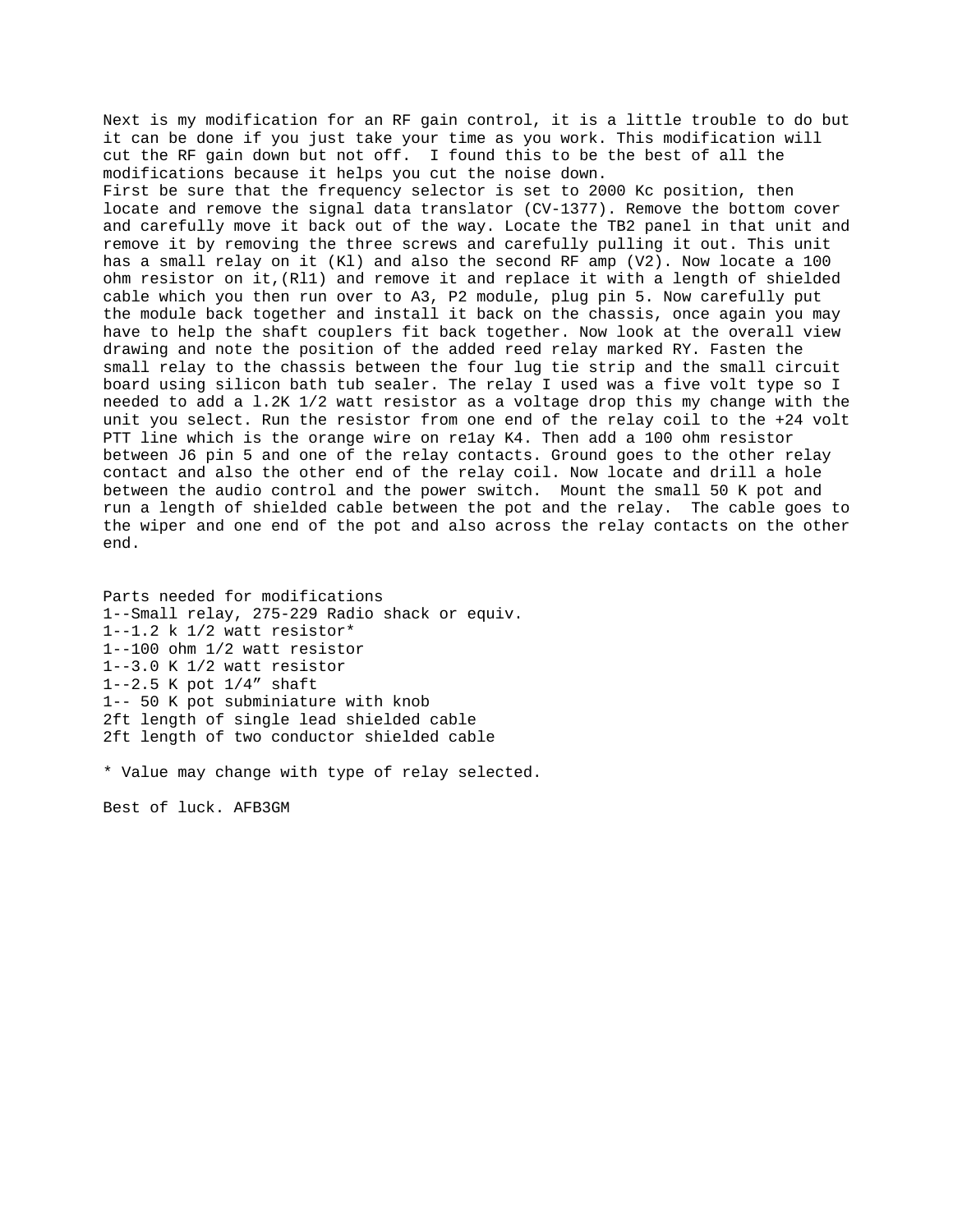Next is my modification for an RF gain control, it is a little trouble to do but it can be done if you just take your time as you work. This modification will cut the RF gain down but not off. I found this to be the best of all the modifications because it helps you cut the noise down.
First be sure that the frequency selector is set to 2000 Kc position, then locate and remove the signal data translator (CV-1377). Remove the bottom cover and carefully move it back out of the way. Locate the TB2 panel in that unit and remove it by removing the three screws and carefully pulling it out. This unit has a small relay on it (Kl) and also the second RF amp (V2). Now locate a 100 ohm resistor on it,(Rl1) and remove it and replace it with a length of shielded cable which you then run over to A3, P2 module, plug pin 5. Now carefully put the module back together and install it back on the chassis, once again you may have to help the shaft couplers fit back together. Now look at the overall view drawing and note the position of the added reed relay marked RY. Fasten the small relay to the chassis between the four lug tie strip and the small circuit board using silicon bath tub sealer. The relay I used was a five volt type so I needed to add a l.2K 1/2 watt resistor as a voltage drop this my change with the unit you select. Run the resistor from one end of the relay coil to the +24 volt PTT line which is the orange wire on re1ay K4. Then add a 100 ohm resistor between J6 pin 5 and one of the relay contacts. Ground goes to the other relay contact and also the other end of the relay coil. Now locate and drill a hole between the audio control and the power switch. Mount the small 50 K pot and run a length of shielded cable between the pot and the relay. The cable goes to the wiper and one end of the pot and also across the relay contacts on the other end.

Parts needed for modifications
1--Small relay, 275-229 Radio shack or equiv.
1--1.2 k 1/2 watt resistor*
1--100 ohm 1/2 watt resistor
1--3.0 K 1/2 watt resistor
1--2.5 K pot 1/4” shaft
1-- 50 K pot subminiature with knob
2ft length of single lead shielded cable
2ft length of two conductor shielded cable

* Value may change with type of relay selected.

Best of luck. AFB3GM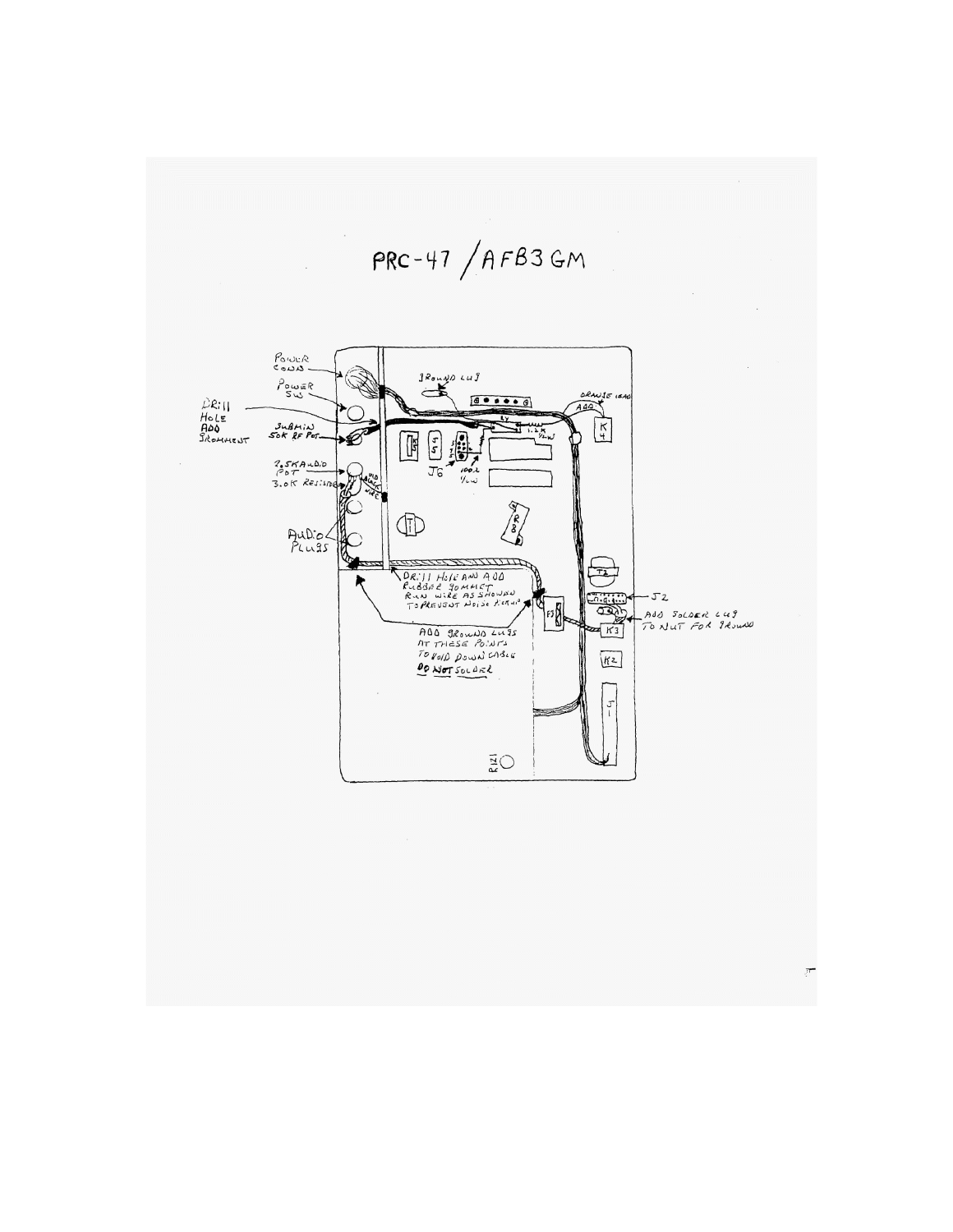# PRC-47 / AFB3GM

POWER CONN

POWER SW

DRILL HOLE ADD GROMMENT

SUBMIN 50K RF POT

2.5K AUDIO POT

3.0K RESISTOR

ADD BLACK WIRE

AUDIO PLUGS

GROUND LUG

ORANGE LEAD ADD

1.2K 1/2W

100Ω 1/2W

J6

K4

T1

R8

T2

J2

K3

K2

J1

F3

R121

DRILL HOLE AND ADD RUBBER GROMMET RUN WIRE AS SHOWN TO PREVENT NOISE PICKUP

ADD GROUND LUGS AT THESE POINTS TO HOLD DOWN CABLE **DO NOT** SOLDER

ADD SOLDER LUG TO NUT FOR GROUND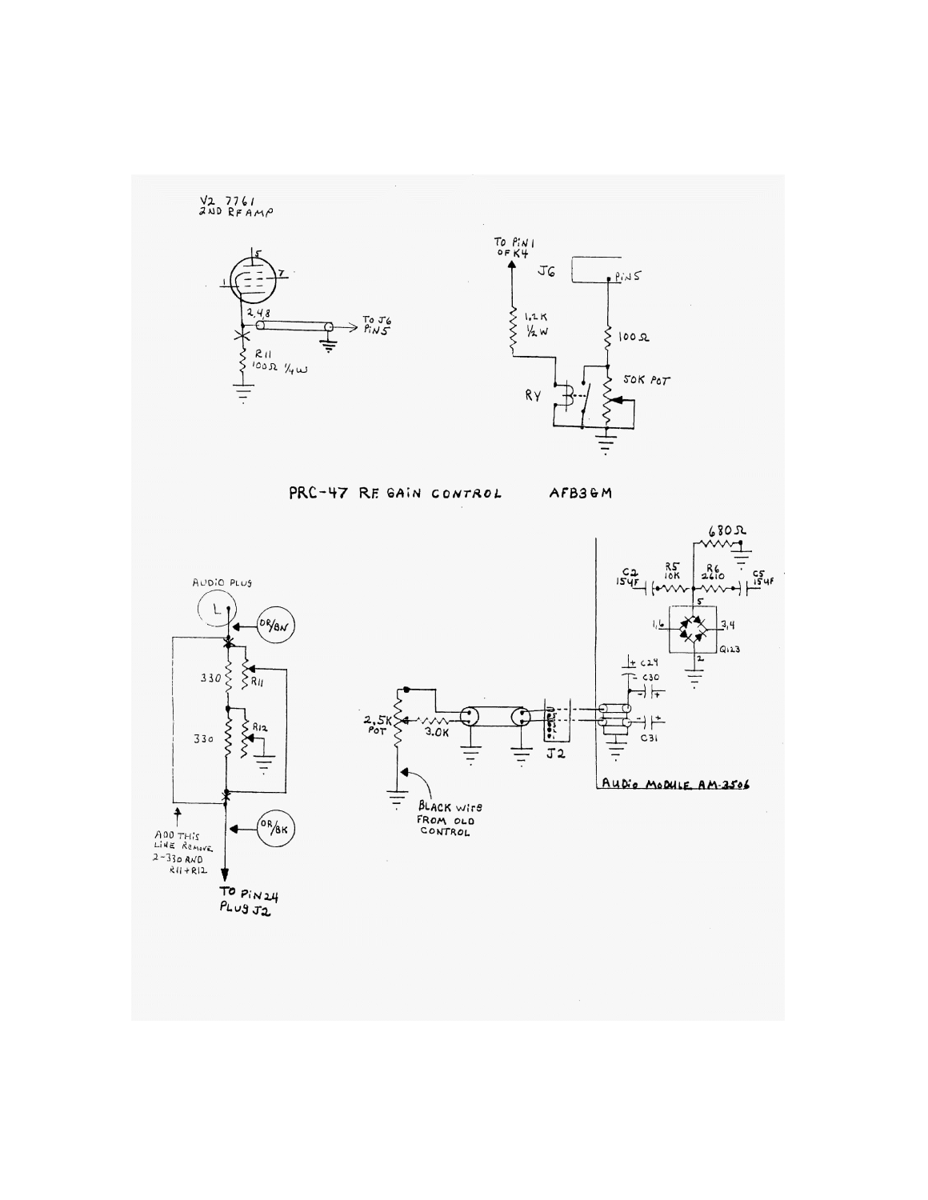V2 7761
2ND RF AMP

2,4,8

R11
100Ω 1/4W

TO J6
PIN5

TO PIN 1
OF K4

J6

PIN5

1.2K
1/2W

100Ω

50K POT

RY

## PRC-47 R.F. GAIN CONTROL AFB3GM

AUDIO PLUG

L

OR/BN

330

R11

330

R12

OR/BK

ADD THIS
LINE REMOVE
2-330 AND
R11+R12

TO PIN 24
PLUG J2

2.5K
POT

3.0K

J2

BLACK WIRE
FROM OLD
CONTROL

680Ω

C2
15μF

R5
10K

R6
2610

C5
15μF

5

1,6

3,4

Q123

2

C24

C30

C31

AUDIO MODULE AM-3506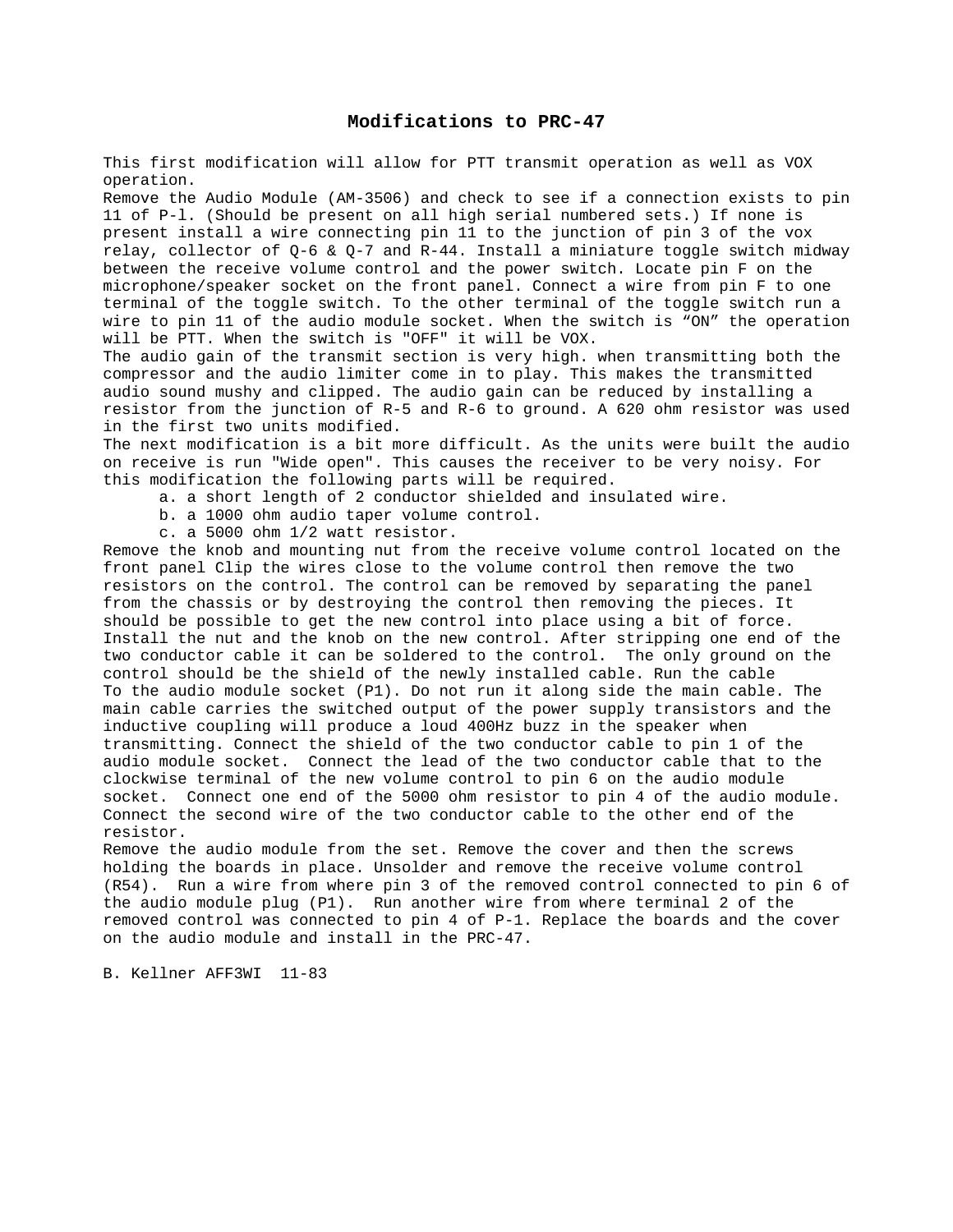## Modifications to PRC-47

This first modification will allow for PTT transmit operation as well as VOX operation.

Remove the Audio Module (AM-3506) and check to see if a connection exists to pin 11 of P-l. (Should be present on all high serial numbered sets.) If none is present install a wire connecting pin 11 to the junction of pin 3 of the vox relay, collector of Q-6 & Q-7 and R-44. Install a miniature toggle switch midway between the receive volume control and the power switch. Locate pin F on the microphone/speaker socket on the front panel. Connect a wire from pin F to one terminal of the toggle switch. To the other terminal of the toggle switch run a wire to pin 11 of the audio module socket. When the switch is “ON” the operation will be PTT. When the switch is "OFF" it will be VOX.

The audio gain of the transmit section is very high. when transmitting both the compressor and the audio limiter come in to play. This makes the transmitted audio sound mushy and clipped. The audio gain can be reduced by installing a resistor from the junction of R-5 and R-6 to ground. A 620 ohm resistor was used in the first two units modified.

The next modification is a bit more difficult. As the units were built the audio on receive is run "Wide open". This causes the receiver to be very noisy. For this modification the following parts will be required.

a. a short length of 2 conductor shielded and insulated wire.
b. a 1000 ohm audio taper volume control.
c. a 5000 ohm 1/2 watt resistor.

Remove the knob and mounting nut from the receive volume control located on the front panel Clip the wires close to the volume control then remove the two resistors on the control. The control can be removed by separating the panel from the chassis or by destroying the control then removing the pieces. It should be possible to get the new control into place using a bit of force. Install the nut and the knob on the new control. After stripping one end of the two conductor cable it can be soldered to the control. The only ground on the control should be the shield of the newly installed cable. Run the cable To the audio module socket (P1). Do not run it along side the main cable. The main cable carries the switched output of the power supply transistors and the inductive coupling will produce a loud 400Hz buzz in the speaker when transmitting. Connect the shield of the two conductor cable to pin 1 of the audio module socket. Connect the lead of the two conductor cable that to the clockwise terminal of the new volume control to pin 6 on the audio module socket. Connect one end of the 5000 ohm resistor to pin 4 of the audio module. Connect the second wire of the two conductor cable to the other end of the resistor.

Remove the audio module from the set. Remove the cover and then the screws holding the boards in place. Unsolder and remove the receive volume control (R54). Run a wire from where pin 3 of the removed control connected to pin 6 of the audio module plug (P1). Run another wire from where terminal 2 of the removed control was connected to pin 4 of P-1. Replace the boards and the cover on the audio module and install in the PRC-47.

B. Kellner AFF3WI 11-83